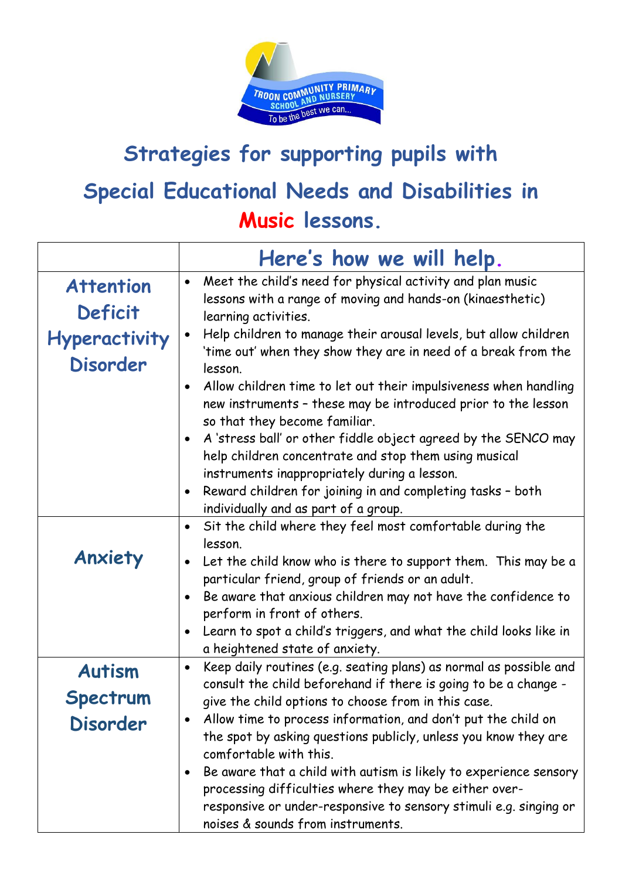# Strategies for supporting pupils with Special Educational Needs and Disabilities in Music lessons.

| | Here's how we will help. |
|---|---|
| **Attention Deficit Hyperactivity Disorder** | • Meet the child's need for physical activity and plan music lessons with a range of moving and hands-on (kinaesthetic) learning activities.<br>• Help children to manage their arousal levels, but allow children 'time out' when they show they are in need of a break from the lesson.<br>• Allow children time to let out their impulsiveness when handling new instruments – these may be introduced prior to the lesson so that they become familiar.<br>• A 'stress ball' or other fiddle object agreed by the SENCO may help children concentrate and stop them using musical instruments inappropriately during a lesson.<br>• Reward children for joining in and completing tasks – both individually and as part of a group. |
| **Anxiety** | • Sit the child where they feel most comfortable during the lesson.<br>• Let the child know who is there to support them. This may be a particular friend, group of friends or an adult.<br>• Be aware that anxious children may not have the confidence to perform in front of others.<br>• Learn to spot a child's triggers, and what the child looks like in a heightened state of anxiety. |
| **Autism Spectrum Disorder** | • Keep daily routines (e.g. seating plans) as normal as possible and consult the child beforehand if there is going to be a change - give the child options to choose from in this case.<br>• Allow time to process information, and don't put the child on the spot by asking questions publicly, unless you know they are comfortable with this.<br>• Be aware that a child with autism is likely to experience sensory processing difficulties where they may be either over-responsive or under-responsive to sensory stimuli e.g. singing or noises & sounds from instruments. |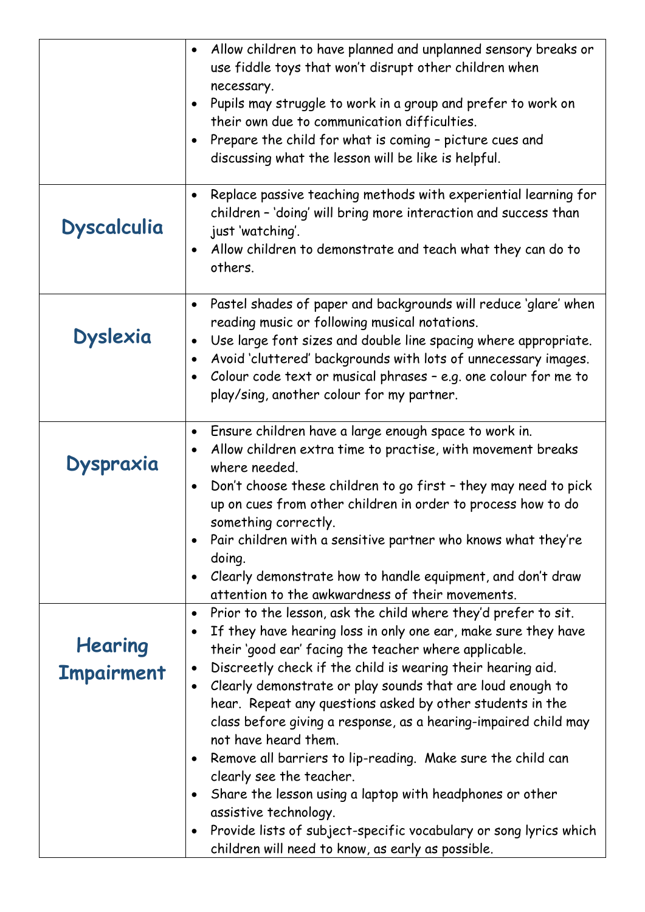| | |
|---|---|
| | • Allow children to have planned and unplanned sensory breaks or use fiddle toys that won't disrupt other children when necessary.<br>• Pupils may struggle to work in a group and prefer to work on their own due to communication difficulties.<br>• Prepare the child for what is coming – picture cues and discussing what the lesson will be like is helpful. |
| **Dyscalculia** | • Replace passive teaching methods with experiential learning for children – 'doing' will bring more interaction and success than just 'watching'.<br>• Allow children to demonstrate and teach what they can do to others. |
| **Dyslexia** | • Pastel shades of paper and backgrounds will reduce 'glare' when reading music or following musical notations.<br>• Use large font sizes and double line spacing where appropriate.<br>• Avoid 'cluttered' backgrounds with lots of unnecessary images.<br>• Colour code text or musical phrases – e.g. one colour for me to play/sing, another colour for my partner. |
| **Dyspraxia** | • Ensure children have a large enough space to work in.<br>• Allow children extra time to practise, with movement breaks where needed.<br>• Don't choose these children to go first – they may need to pick up on cues from other children in order to process how to do something correctly.<br>• Pair children with a sensitive partner who knows what they're doing.<br>• Clearly demonstrate how to handle equipment, and don't draw attention to the awkwardness of their movements. |
| **Hearing Impairment** | • Prior to the lesson, ask the child where they'd prefer to sit.<br>• If they have hearing loss in only one ear, make sure they have their 'good ear' facing the teacher where applicable.<br>• Discreetly check if the child is wearing their hearing aid.<br>• Clearly demonstrate or play sounds that are loud enough to hear. Repeat any questions asked by other students in the class before giving a response, as a hearing-impaired child may not have heard them.<br>• Remove all barriers to lip-reading. Make sure the child can clearly see the teacher.<br>• Share the lesson using a laptop with headphones or other assistive technology.<br>• Provide lists of subject-specific vocabulary or song lyrics which children will need to know, as early as possible. |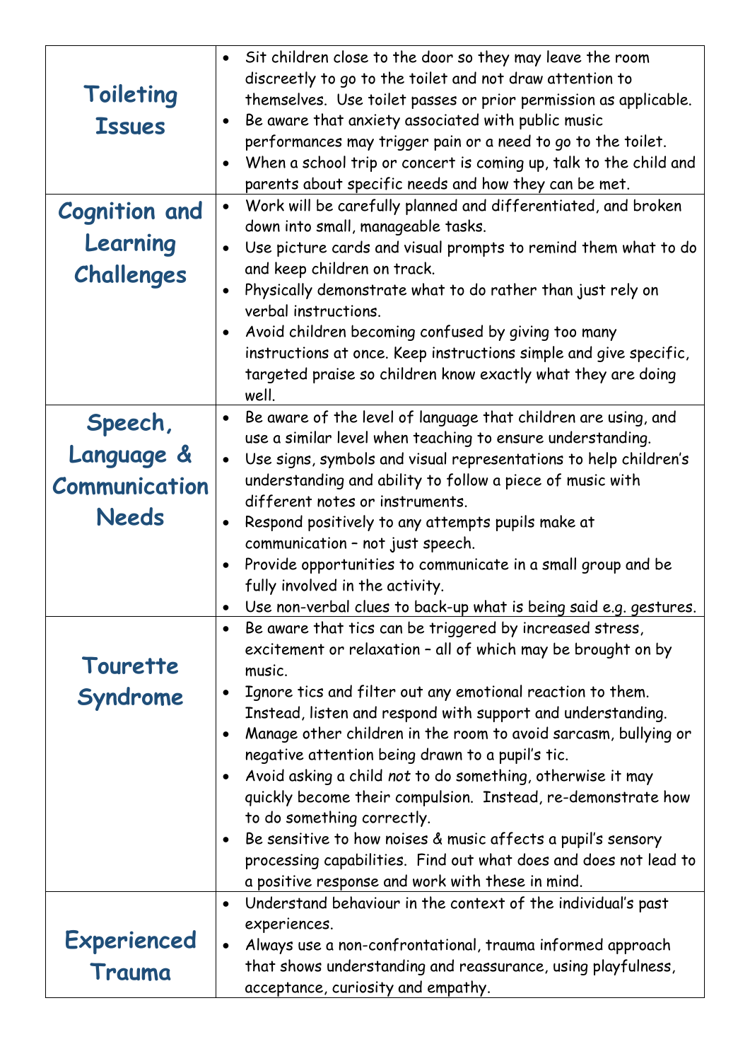| | |
|---|---|
| **Toileting Issues** | • Sit children close to the door so they may leave the room discreetly to go to the toilet and not draw attention to themselves. Use toilet passes or prior permission as applicable.<br>• Be aware that anxiety associated with public music performances may trigger pain or a need to go to the toilet.<br>• When a school trip or concert is coming up, talk to the child and parents about specific needs and how they can be met. |
| **Cognition and Learning Challenges** | • Work will be carefully planned and differentiated, and broken down into small, manageable tasks.<br>• Use picture cards and visual prompts to remind them what to do and keep children on track.<br>• Physically demonstrate what to do rather than just rely on verbal instructions.<br>• Avoid children becoming confused by giving too many instructions at once. Keep instructions simple and give specific, targeted praise so children know exactly what they are doing well. |
| **Speech, Language & Communication Needs** | • Be aware of the level of language that children are using, and use a similar level when teaching to ensure understanding.<br>• Use signs, symbols and visual representations to help children's understanding and ability to follow a piece of music with different notes or instruments.<br>• Respond positively to any attempts pupils make at communication – not just speech.<br>• Provide opportunities to communicate in a small group and be fully involved in the activity.<br>• Use non-verbal clues to back-up what is being said e.g. gestures. |
| **Tourette Syndrome** | • Be aware that tics can be triggered by increased stress, excitement or relaxation – all of which may be brought on by music.<br>• Ignore tics and filter out any emotional reaction to them. Instead, listen and respond with support and understanding.<br>• Manage other children in the room to avoid sarcasm, bullying or negative attention being drawn to a pupil's tic.<br>• Avoid asking a child *not* to do something, otherwise it may quickly become their compulsion. Instead, re-demonstrate how to do something correctly.<br>• Be sensitive to how noises & music affects a pupil's sensory processing capabilities. Find out what does and does not lead to a positive response and work with these in mind. |
| **Experienced Trauma** | • Understand behaviour in the context of the individual's past experiences.<br>• Always use a non-confrontational, trauma informed approach that shows understanding and reassurance, using playfulness, acceptance, curiosity and empathy. |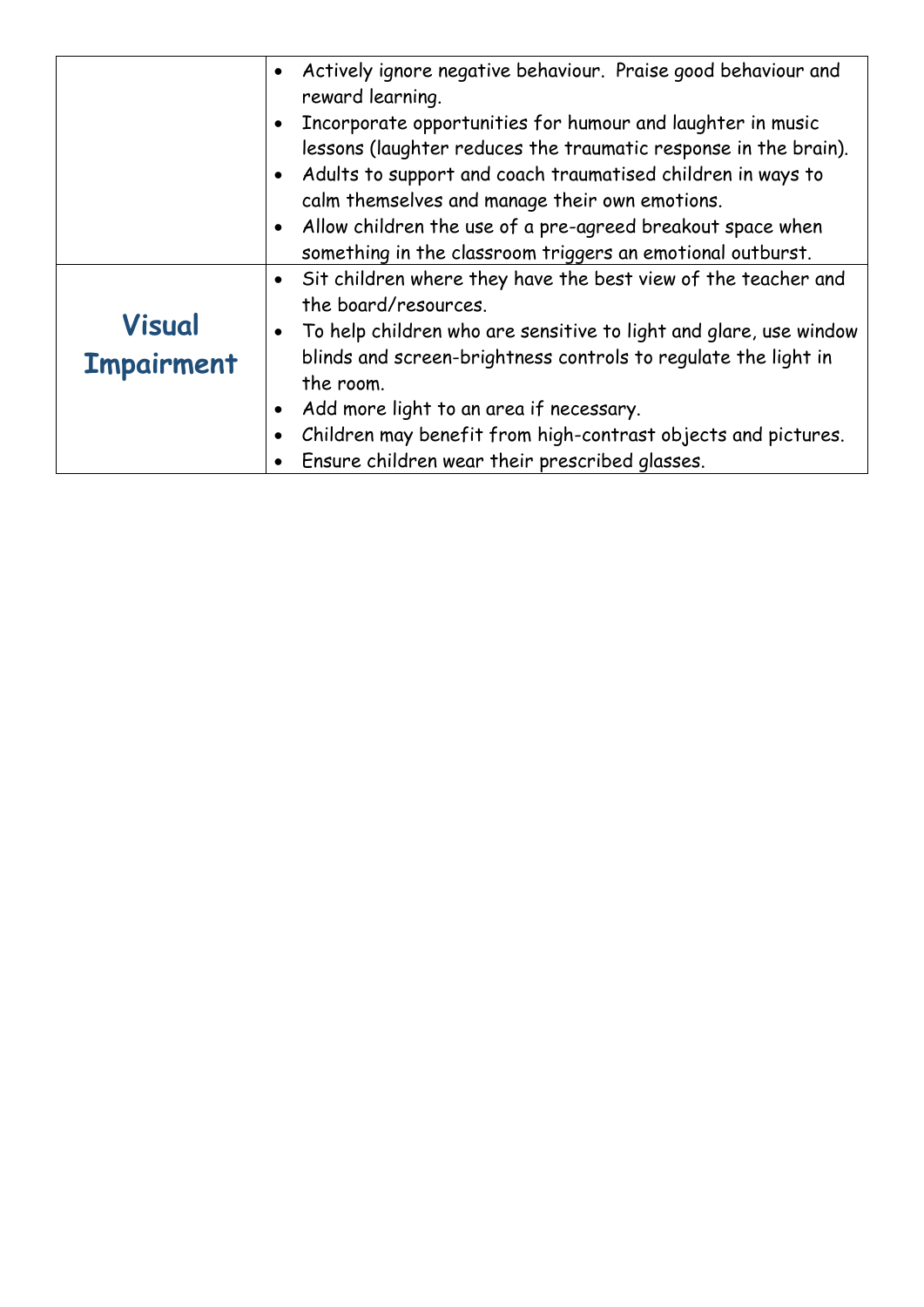| | |
|---|---|
| | • Actively ignore negative behaviour. Praise good behaviour and reward learning.<br>• Incorporate opportunities for humour and laughter in music lessons (laughter reduces the traumatic response in the brain).<br>• Adults to support and coach traumatised children in ways to calm themselves and manage their own emotions.<br>• Allow children the use of a pre-agreed breakout space when something in the classroom triggers an emotional outburst. |
| **Visual Impairment** | • Sit children where they have the best view of the teacher and the board/resources.<br>• To help children who are sensitive to light and glare, use window blinds and screen-brightness controls to regulate the light in the room.<br>• Add more light to an area if necessary.<br>• Children may benefit from high-contrast objects and pictures.<br>• Ensure children wear their prescribed glasses. |